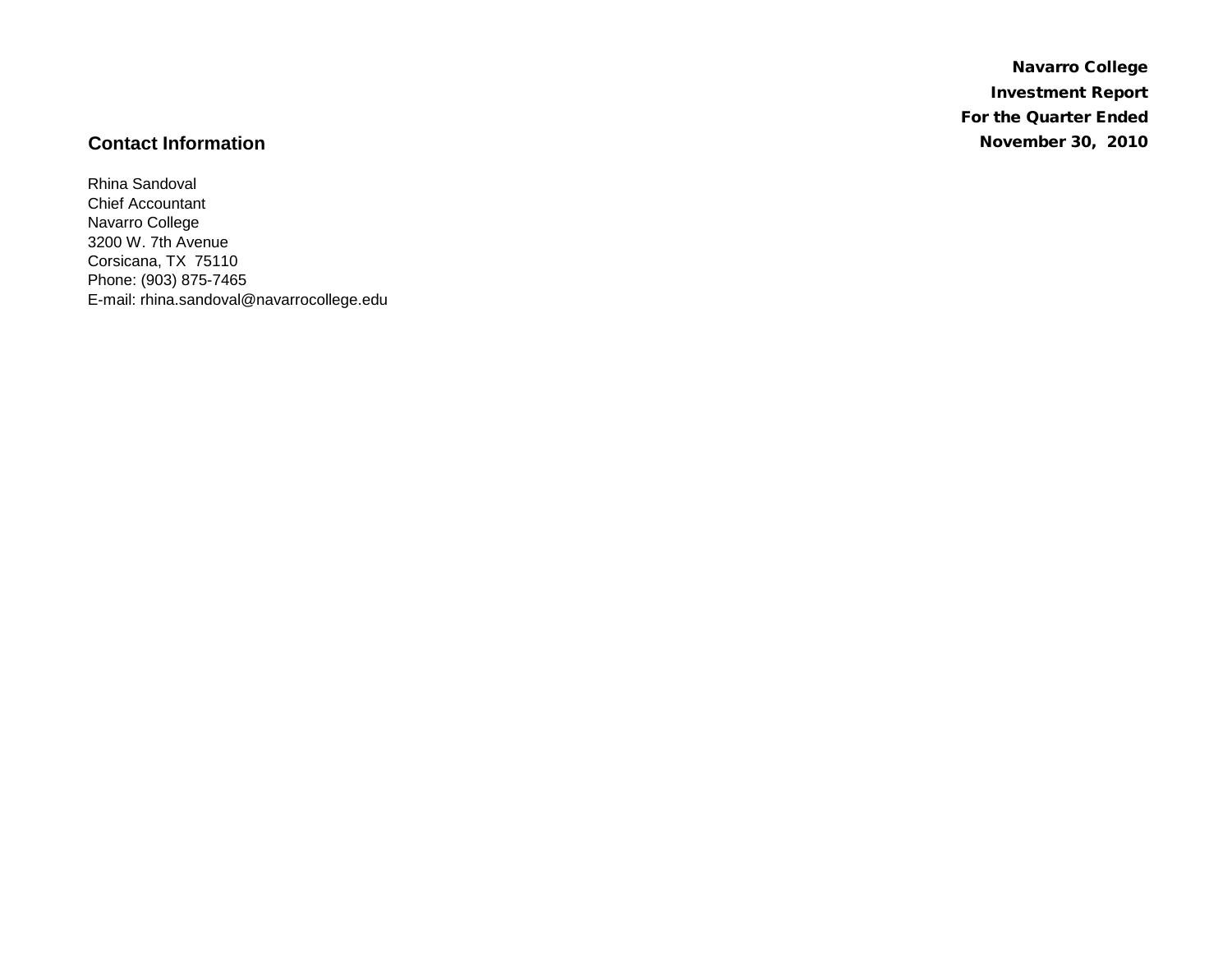**Navarro College**

**Investment Report**

**For the Quarter Ended**

**November 30, 2010**

## Contact Information

Rhina Sandoval
Chief Accountant
Navarro College
3200 W. 7th Avenue
Corsicana, TX 75110
Phone: (903) 875-7465
E-mail: rhina.sandoval@navarrocollege.edu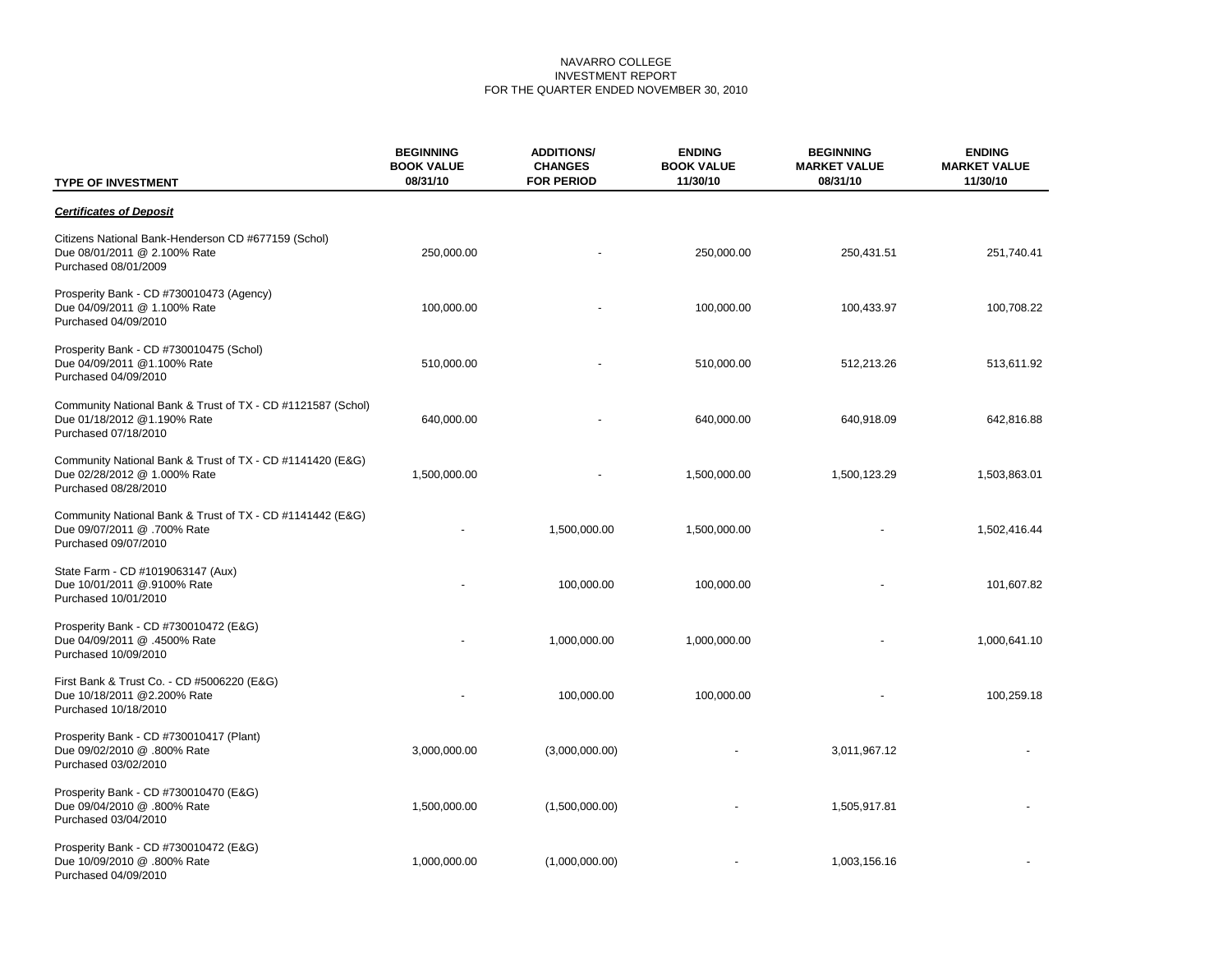NAVARRO COLLEGE
INVESTMENT REPORT
FOR THE QUARTER ENDED NOVEMBER 30, 2010

| TYPE OF INVESTMENT | BEGINNING BOOK VALUE 08/31/10 | ADDITIONS/ CHANGES FOR PERIOD | ENDING BOOK VALUE 11/30/10 | BEGINNING MARKET VALUE 08/31/10 | ENDING MARKET VALUE 11/30/10 |
|---|---|---|---|---|---|
| ***Certificates of Deposit*** | | | | | |
| Citizens National Bank-Henderson CD #677159 (Schol) Due 08/01/2011 @ 2.100% Rate Purchased 08/01/2009 | 250,000.00 | - | 250,000.00 | 250,431.51 | 251,740.41 |
| Prosperity Bank - CD #730010473 (Agency) Due 04/09/2011 @ 1.100% Rate Purchased 04/09/2010 | 100,000.00 | - | 100,000.00 | 100,433.97 | 100,708.22 |
| Prosperity Bank - CD #730010475 (Schol) Due 04/09/2011 @1.100% Rate Purchased 04/09/2010 | 510,000.00 | - | 510,000.00 | 512,213.26 | 513,611.92 |
| Community National Bank & Trust of TX - CD #1121587 (Schol) Due 01/18/2012 @1.190% Rate Purchased 07/18/2010 | 640,000.00 | - | 640,000.00 | 640,918.09 | 642,816.88 |
| Community National Bank & Trust of TX - CD #1141420 (E&G) Due 02/28/2012 @ 1.000% Rate Purchased 08/28/2010 | 1,500,000.00 | - | 1,500,000.00 | 1,500,123.29 | 1,503,863.01 |
| Community National Bank & Trust of TX - CD #1141442 (E&G) Due 09/07/2011 @ .700% Rate Purchased 09/07/2010 | - | 1,500,000.00 | 1,500,000.00 | - | 1,502,416.44 |
| State Farm - CD #1019063147 (Aux) Due 10/01/2011 @.9100% Rate Purchased 10/01/2010 | - | 100,000.00 | 100,000.00 | - | 101,607.82 |
| Prosperity Bank - CD #730010472 (E&G) Due 04/09/2011 @ .4500% Rate Purchased 10/09/2010 | - | 1,000,000.00 | 1,000,000.00 | - | 1,000,641.10 |
| First Bank & Trust Co. - CD #5006220 (E&G) Due 10/18/2011 @2.200% Rate Purchased 10/18/2010 | - | 100,000.00 | 100,000.00 | - | 100,259.18 |
| Prosperity Bank - CD #730010417 (Plant) Due 09/02/2010 @ .800% Rate Purchased 03/02/2010 | 3,000,000.00 | (3,000,000.00) | - | 3,011,967.12 | - |
| Prosperity Bank - CD #730010470 (E&G) Due 09/04/2010 @ .800% Rate Purchased 03/04/2010 | 1,500,000.00 | (1,500,000.00) | - | 1,505,917.81 | - |
| Prosperity Bank - CD #730010472 (E&G) Due 10/09/2010 @ .800% Rate Purchased 04/09/2010 | 1,000,000.00 | (1,000,000.00) | - | 1,003,156.16 | - |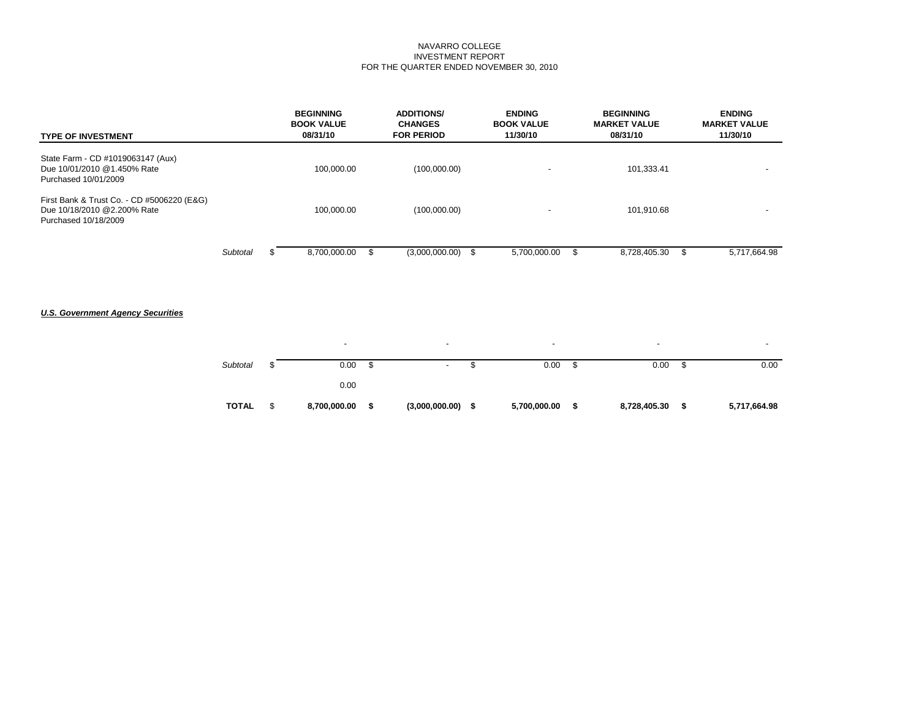NAVARRO COLLEGE
INVESTMENT REPORT
FOR THE QUARTER ENDED NOVEMBER 30, 2010

| TYPE OF INVESTMENT | | BEGINNING BOOK VALUE 08/31/10 | ADDITIONS/ CHANGES FOR PERIOD | ENDING BOOK VALUE 11/30/10 | BEGINNING MARKET VALUE 08/31/10 | ENDING MARKET VALUE 11/30/10 |
|---|---|---|---|---|---|---|
| State Farm - CD #1019063147 (Aux) Due 10/01/2010 @1.450% Rate Purchased 10/01/2009 | | 100,000.00 | (100,000.00) | - | 101,333.41 | - |
| First Bank & Trust Co. - CD #5006220 (E&G) Due 10/18/2010 @2.200% Rate Purchased 10/18/2009 | | 100,000.00 | (100,000.00) | - | 101,910.68 | - |
| | *Subtotal* | $ 8,700,000.00 | $ (3,000,000.00) | $ 5,700,000.00 | $ 8,728,405.30 | $ 5,717,664.98 |
| ***U.S. Government Agency Securities*** | | | | | | |
| | | - | - | - | - | - |
| | *Subtotal* | $ 0.00 | $ - | $ 0.00 | $ 0.00 | $ 0.00 |
| | | 0.00 | | | | |
| | **TOTAL** | $ **8,700,000.00** | **$ (3,000,000.00)** | **$ 5,700,000.00** | **$ 8,728,405.30** | **$ 5,717,664.98** |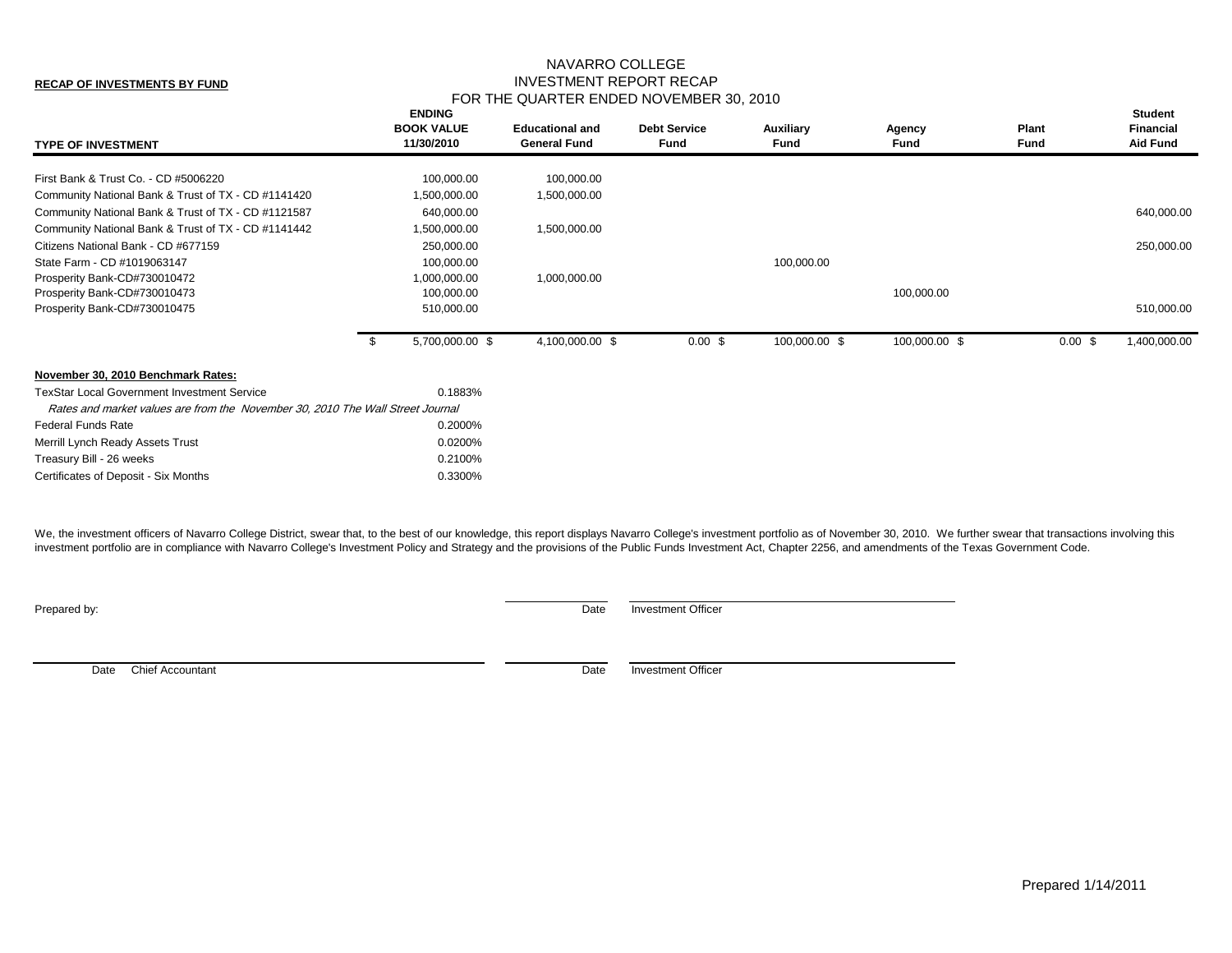**RECAP OF INVESTMENTS BY FUND**

# NAVARRO COLLEGE
## INVESTMENT REPORT RECAP
### FOR THE QUARTER ENDED NOVEMBER 30, 2010

| TYPE OF INVESTMENT | ENDING BOOK VALUE 11/30/2010 | Educational and General Fund | Debt Service Fund | Auxiliary Fund | Agency Fund | Plant Fund | Student Financial Aid Fund |
|---|---|---|---|---|---|---|---|
| First Bank & Trust Co. - CD #5006220 | 100,000.00 | 100,000.00 | | | | | |
| Community National Bank & Trust of TX - CD #1141420 | 1,500,000.00 | 1,500,000.00 | | | | | |
| Community National Bank & Trust of TX - CD #1121587 | 640,000.00 | | | | | | 640,000.00 |
| Community National Bank & Trust of TX - CD #1141442 | 1,500,000.00 | 1,500,000.00 | | | | | |
| Citizens National Bank - CD #677159 | 250,000.00 | | | | | | 250,000.00 |
| State Farm - CD #1019063147 | 100,000.00 | | | 100,000.00 | | | |
| Prosperity Bank-CD#730010472 | 1,000,000.00 | 1,000,000.00 | | | | | |
| Prosperity Bank-CD#730010473 | 100,000.00 | | | | 100,000.00 | | |
| Prosperity Bank-CD#730010475 | 510,000.00 | | | | | | 510,000.00 |
| | $ 5,700,000.00 | $ 4,100,000.00 | $ 0.00 | $ 100,000.00 | $ 100,000.00 | $ 0.00 | $ 1,400,000.00 |

**November 30, 2010 Benchmark Rates:**

| | |
|---|---|
| TexStar Local Government Investment Service | 0.1883% |
| *Rates and market values are from the November 30, 2010 The Wall Street Journal* | |
| Federal Funds Rate | 0.2000% |
| Merrill Lynch Ready Assets Trust | 0.0200% |
| Treasury Bill - 26 weeks | 0.2100% |
| Certificates of Deposit - Six Months | 0.3300% |

We, the investment officers of Navarro College District, swear that, to the best of our knowledge, this report displays Navarro College's investment portfolio as of November 30, 2010. We further swear that transactions involving this investment portfolio are in compliance with Navarro College's Investment Policy and Strategy and the provisions of the Public Funds Investment Act, Chapter 2256, and amendments of the Texas Government Code.

Prepared by:

Date Investment Officer

Date Chief Accountant

Date Investment Officer

Prepared 1/14/2011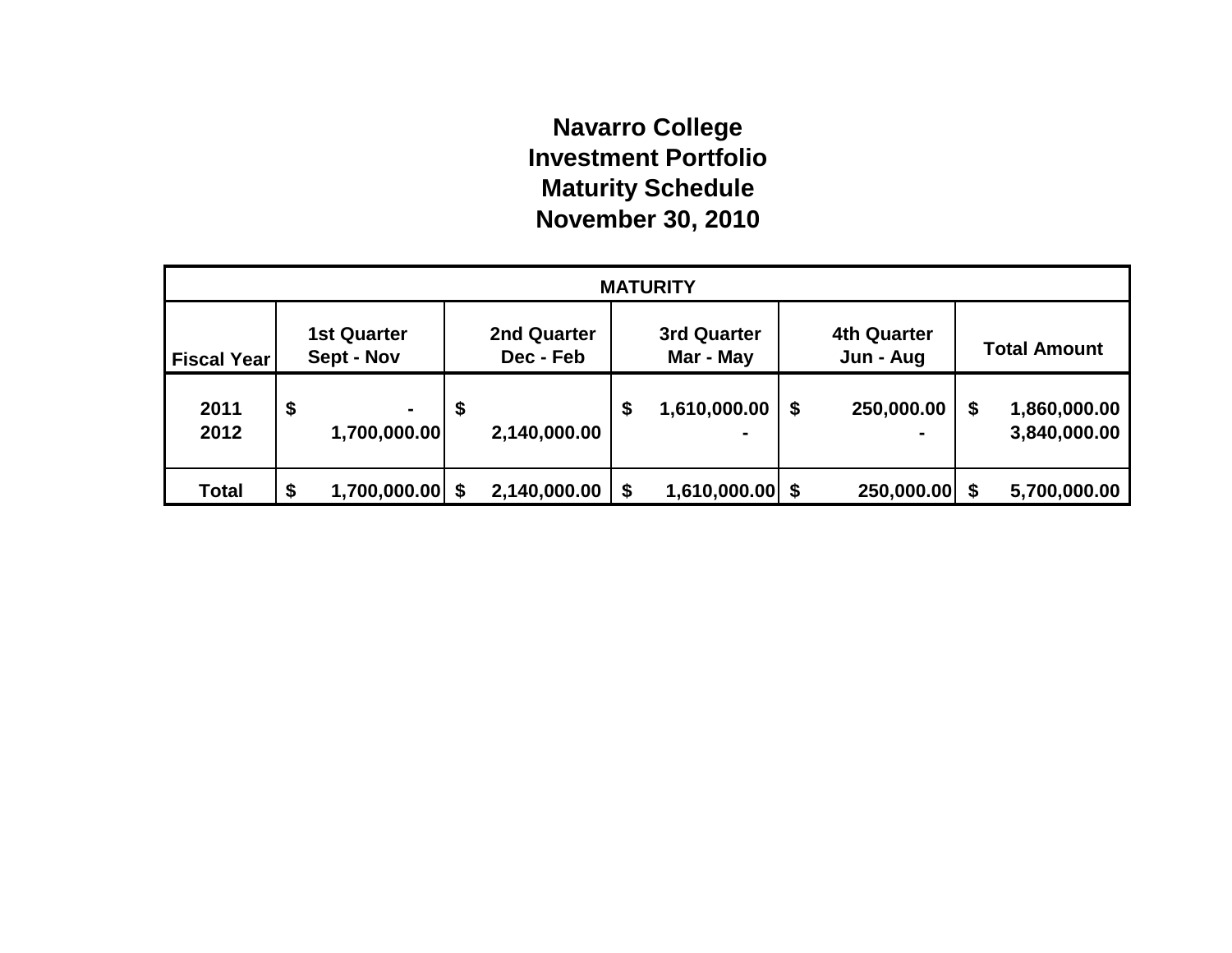# Navarro College
# Investment Portfolio
# Maturity Schedule
# November 30, 2010

| MATURITY | | | | | |
|---|---|---|---|---|---|
| Fiscal Year | 1st Quarter Sept - Nov | 2nd Quarter Dec - Feb | 3rd Quarter Mar - May | 4th Quarter Jun - Aug | Total Amount |
| 2011 | $ - | $ | $ 1,610,000.00 | $ 250,000.00 | $ 1,860,000.00 |
| 2012 | 1,700,000.00 | 2,140,000.00 | - | - | 3,840,000.00 |
| **Total** | **$ 1,700,000.00** | **$ 2,140,000.00** | **$ 1,610,000.00** | **$ 250,000.00** | **$ 5,700,000.00** |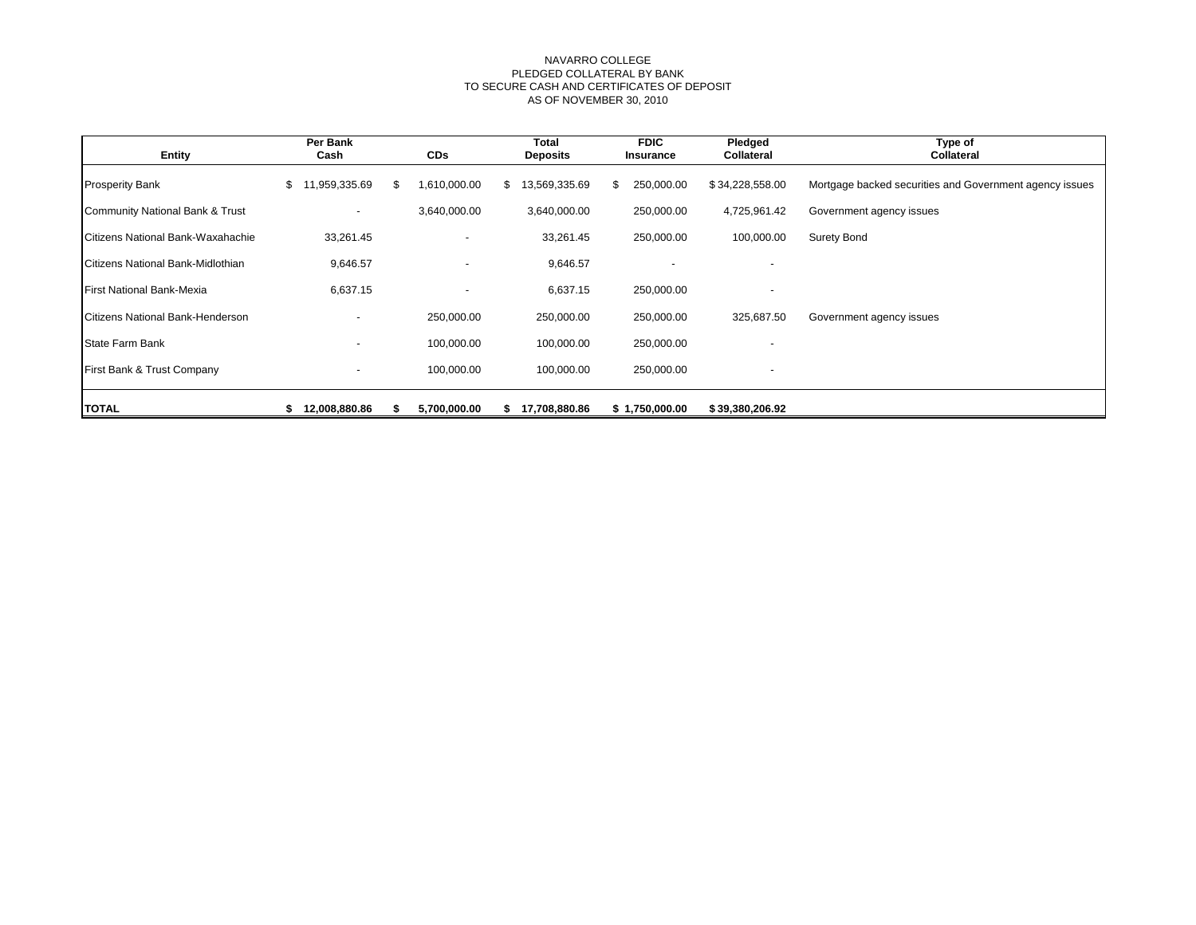NAVARRO COLLEGE
PLEDGED COLLATERAL BY BANK
TO SECURE CASH AND CERTIFICATES OF DEPOSIT
AS OF NOVEMBER 30, 2010

| Entity | Per Bank Cash | CDs | Total Deposits | FDIC Insurance | Pledged Collateral | Type of Collateral |
|---|---|---|---|---|---|---|
| Prosperity Bank | $ 11,959,335.69 | $ 1,610,000.00 | $ 13,569,335.69 | $ 250,000.00 | $ 34,228,558.00 | Mortgage backed securities and Government agency issues |
| Community National Bank & Trust | - | 3,640,000.00 | 3,640,000.00 | 250,000.00 | 4,725,961.42 | Government agency issues |
| Citizens National Bank-Waxahachie | 33,261.45 | - | 33,261.45 | 250,000.00 | 100,000.00 | Surety Bond |
| Citizens National Bank-Midlothian | 9,646.57 | - | 9,646.57 | - | - | |
| First National Bank-Mexia | 6,637.15 | - | 6,637.15 | 250,000.00 | - | |
| Citizens National Bank-Henderson | - | 250,000.00 | 250,000.00 | 250,000.00 | 325,687.50 | Government agency issues |
| State Farm Bank | - | 100,000.00 | 100,000.00 | 250,000.00 | - | |
| First Bank & Trust Company | - | 100,000.00 | 100,000.00 | 250,000.00 | - | |
| **TOTAL** | **$ 12,008,880.86** | **$ 5,700,000.00** | **$ 17,708,880.86** | **$ 1,750,000.00** | **$ 39,380,206.92** | |